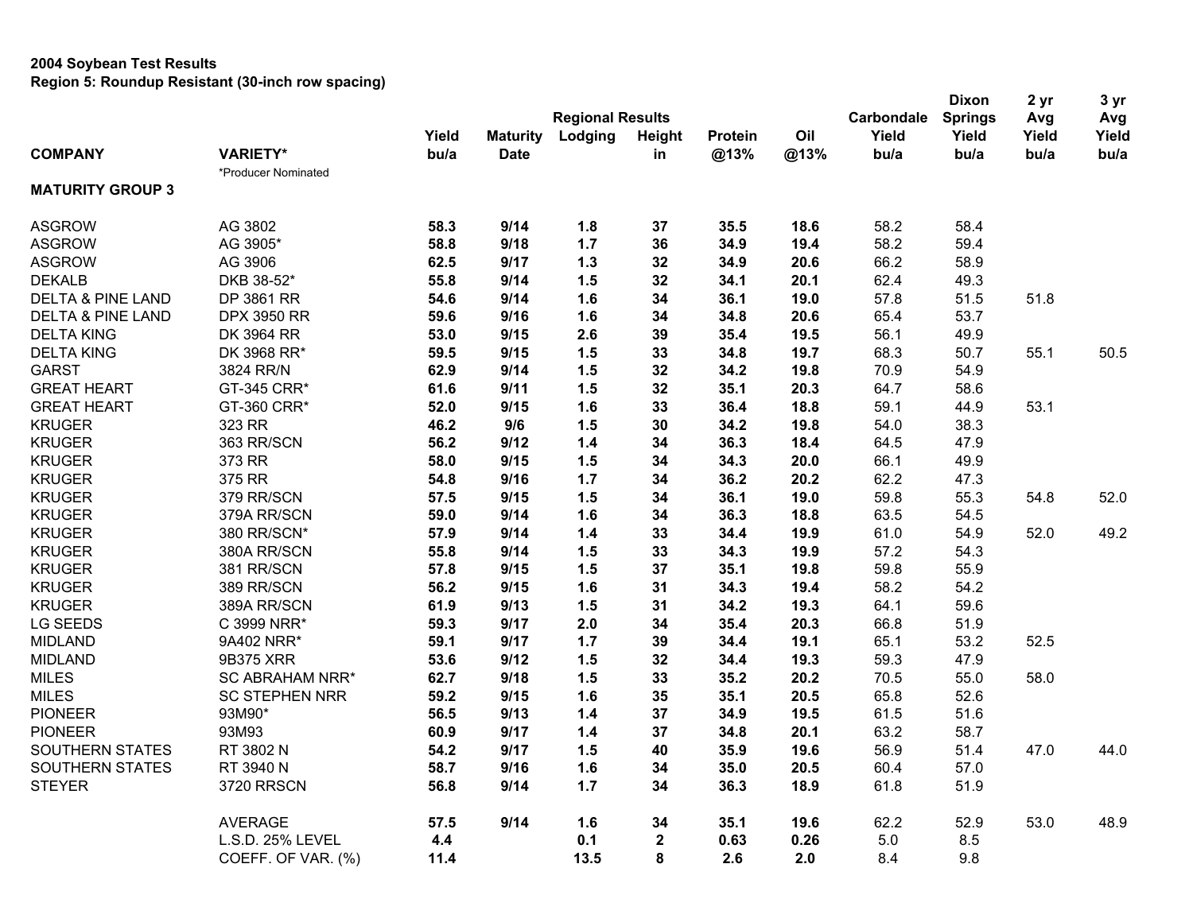**2004 Soybean Test Results**
**Region 5: Roundup Resistant (30-inch row spacing)**

| COMPANY | VARIETY* | Yield bu/a | Maturity Date | Regional Results Lodging | Height in | Protein @13% | Oil @13% | Carbondale Yield bu/a | Dixon Springs Yield bu/a | 2 yr Avg Yield bu/a | 3 yr Avg Yield bu/a |
|---|---|---|---|---|---|---|---|---|---|---|---|
| | *Producer Nominated | | | | | | | | | | |
| **MATURITY GROUP 3** | | | | | | | | | | | |
| ASGROW | AG 3802 | **58.3** | **9/14** | **1.8** | **37** | **35.5** | **18.6** | 58.2 | 58.4 | | |
| ASGROW | AG 3905* | **58.8** | **9/18** | **1.7** | **36** | **34.9** | **19.4** | 58.2 | 59.4 | | |
| ASGROW | AG 3906 | **62.5** | **9/17** | **1.3** | **32** | **34.9** | **20.6** | 66.2 | 58.9 | | |
| DEKALB | DKB 38-52* | **55.8** | **9/14** | **1.5** | **32** | **34.1** | **20.1** | 62.4 | 49.3 | | |
| DELTA & PINE LAND | DP 3861 RR | **54.6** | **9/14** | **1.6** | **34** | **36.1** | **19.0** | 57.8 | 51.5 | 51.8 | |
| DELTA & PINE LAND | DPX 3950 RR | **59.6** | **9/16** | **1.6** | **34** | **34.8** | **20.6** | 65.4 | 53.7 | | |
| DELTA KING | DK 3964 RR | **53.0** | **9/15** | **2.6** | **39** | **35.4** | **19.5** | 56.1 | 49.9 | | |
| DELTA KING | DK 3968 RR* | **59.5** | **9/15** | **1.5** | **33** | **34.8** | **19.7** | 68.3 | 50.7 | 55.1 | 50.5 |
| GARST | 3824 RR/N | **62.9** | **9/14** | **1.5** | **32** | **34.2** | **19.8** | 70.9 | 54.9 | | |
| GREAT HEART | GT-345 CRR* | **61.6** | **9/11** | **1.5** | **32** | **35.1** | **20.3** | 64.7 | 58.6 | | |
| GREAT HEART | GT-360 CRR* | **52.0** | **9/15** | **1.6** | **33** | **36.4** | **18.8** | 59.1 | 44.9 | 53.1 | |
| KRUGER | 323 RR | **46.2** | **9/6** | **1.5** | **30** | **34.2** | **19.8** | 54.0 | 38.3 | | |
| KRUGER | 363 RR/SCN | **56.2** | **9/12** | **1.4** | **34** | **36.3** | **18.4** | 64.5 | 47.9 | | |
| KRUGER | 373 RR | **58.0** | **9/15** | **1.5** | **34** | **34.3** | **20.0** | 66.1 | 49.9 | | |
| KRUGER | 375 RR | **54.8** | **9/16** | **1.7** | **34** | **36.2** | **20.2** | 62.2 | 47.3 | | |
| KRUGER | 379 RR/SCN | **57.5** | **9/15** | **1.5** | **34** | **36.1** | **19.0** | 59.8 | 55.3 | 54.8 | 52.0 |
| KRUGER | 379A RR/SCN | **59.0** | **9/14** | **1.6** | **34** | **36.3** | **18.8** | 63.5 | 54.5 | | |
| KRUGER | 380 RR/SCN* | **57.9** | **9/14** | **1.4** | **33** | **34.4** | **19.9** | 61.0 | 54.9 | 52.0 | 49.2 |
| KRUGER | 380A RR/SCN | **55.8** | **9/14** | **1.5** | **33** | **34.3** | **19.9** | 57.2 | 54.3 | | |
| KRUGER | 381 RR/SCN | **57.8** | **9/15** | **1.5** | **37** | **35.1** | **19.8** | 59.8 | 55.9 | | |
| KRUGER | 389 RR/SCN | **56.2** | **9/15** | **1.6** | **31** | **34.3** | **19.4** | 58.2 | 54.2 | | |
| KRUGER | 389A RR/SCN | **61.9** | **9/13** | **1.5** | **31** | **34.2** | **19.3** | 64.1 | 59.6 | | |
| LG SEEDS | C 3999 NRR* | **59.3** | **9/17** | **2.0** | **34** | **35.4** | **20.3** | 66.8 | 51.9 | | |
| MIDLAND | 9A402 NRR* | **59.1** | **9/17** | **1.7** | **39** | **34.4** | **19.1** | 65.1 | 53.2 | 52.5 | |
| MIDLAND | 9B375 XRR | **53.6** | **9/12** | **1.5** | **32** | **34.4** | **19.3** | 59.3 | 47.9 | | |
| MILES | SC ABRAHAM NRR* | **62.7** | **9/18** | **1.5** | **33** | **35.2** | **20.2** | 70.5 | 55.0 | 58.0 | |
| MILES | SC STEPHEN NRR | **59.2** | **9/15** | **1.6** | **35** | **35.1** | **20.5** | 65.8 | 52.6 | | |
| PIONEER | 93M90* | **56.5** | **9/13** | **1.4** | **37** | **34.9** | **19.5** | 61.5 | 51.6 | | |
| PIONEER | 93M93 | **60.9** | **9/17** | **1.4** | **37** | **34.8** | **20.1** | 63.2 | 58.7 | | |
| SOUTHERN STATES | RT 3802 N | **54.2** | **9/17** | **1.5** | **40** | **35.9** | **19.6** | 56.9 | 51.4 | 47.0 | 44.0 |
| SOUTHERN STATES | RT 3940 N | **58.7** | **9/16** | **1.6** | **34** | **35.0** | **20.5** | 60.4 | 57.0 | | |
| STEYER | 3720 RRSCN | **56.8** | **9/14** | **1.7** | **34** | **36.3** | **18.9** | 61.8 | 51.9 | | |
| | AVERAGE | **57.5** | **9/14** | **1.6** | **34** | **35.1** | **19.6** | 62.2 | 52.9 | 53.0 | 48.9 |
| | L.S.D. 25% LEVEL | **4.4** | | **0.1** | **2** | **0.63** | **0.26** | 5.0 | 8.5 | | |
| | COEFF. OF VAR. (%) | **11.4** | | **13.5** | **8** | **2.6** | **2.0** | 8.4 | 9.8 | | |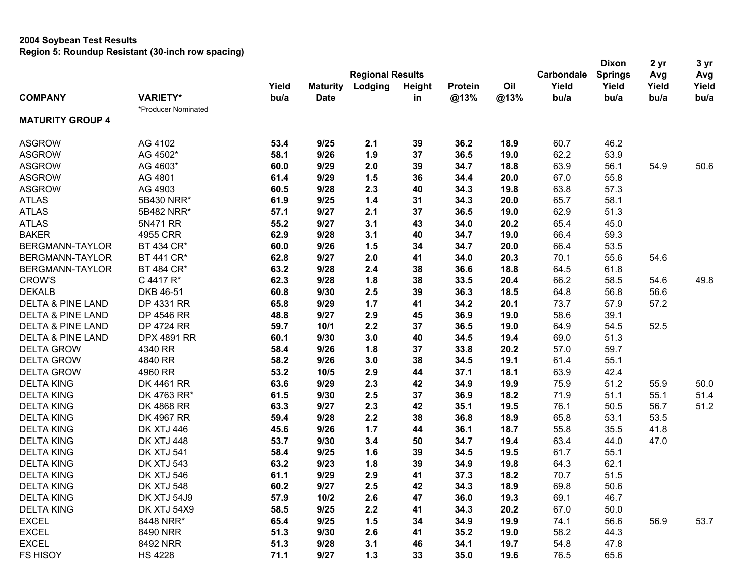**2004 Soybean Test Results**
**Region 5: Roundup Resistant (30-inch row spacing)**

| COMPANY | VARIETY* | Regional Results Yield bu/a | Maturity Date | Lodging | Height in | Protein @13% | Oil @13% | Carbondale Yield bu/a | Dixon Springs Yield bu/a | 2 yr Avg Yield bu/a | 3 yr Avg Yield bu/a |
|---|---|---|---|---|---|---|---|---|---|---|---|
| | *Producer Nominated | | | | | | | | | | |
| **MATURITY GROUP 4** | | | | | | | | | | | |
| ASGROW | AG 4102 | **53.4** | **9/25** | **2.1** | **39** | **36.2** | **18.9** | 60.7 | 46.2 | | |
| ASGROW | AG 4502* | **58.1** | **9/26** | **1.9** | **37** | **36.5** | **19.0** | 62.2 | 53.9 | | |
| ASGROW | AG 4603* | **60.0** | **9/29** | **2.0** | **39** | **34.7** | **18.8** | 63.9 | 56.1 | 54.9 | 50.6 |
| ASGROW | AG 4801 | **61.4** | **9/29** | **1.5** | **36** | **34.4** | **20.0** | 67.0 | 55.8 | | |
| ASGROW | AG 4903 | **60.5** | **9/28** | **2.3** | **40** | **34.3** | **19.8** | 63.8 | 57.3 | | |
| ATLAS | 5B430 NRR* | **61.9** | **9/25** | **1.4** | **31** | **34.3** | **20.0** | 65.7 | 58.1 | | |
| ATLAS | 5B482 NRR* | **57.1** | **9/27** | **2.1** | **37** | **36.5** | **19.0** | 62.9 | 51.3 | | |
| ATLAS | 5N471 RR | **55.2** | **9/27** | **3.1** | **43** | **34.0** | **20.2** | 65.4 | 45.0 | | |
| BAKER | 4955 CRR | **62.9** | **9/28** | **3.1** | **40** | **34.7** | **19.0** | 66.4 | 59.3 | | |
| BERGMANN-TAYLOR | BT 434 CR* | **60.0** | **9/26** | **1.5** | **34** | **34.7** | **20.0** | 66.4 | 53.5 | | |
| BERGMANN-TAYLOR | BT 441 CR* | **62.8** | **9/27** | **2.0** | **41** | **34.0** | **20.3** | 70.1 | 55.6 | 54.6 | |
| BERGMANN-TAYLOR | BT 484 CR* | **63.2** | **9/28** | **2.4** | **38** | **36.6** | **18.8** | 64.5 | 61.8 | | |
| CROW'S | C 4417 R* | **62.3** | **9/28** | **1.8** | **38** | **33.5** | **20.4** | 66.2 | 58.5 | 54.6 | 49.8 |
| DEKALB | DKB 46-51 | **60.8** | **9/30** | **2.5** | **39** | **36.3** | **18.5** | 64.8 | 56.8 | 56.6 | |
| DELTA & PINE LAND | DP 4331 RR | **65.8** | **9/29** | **1.7** | **41** | **34.2** | **20.1** | 73.7 | 57.9 | 57.2 | |
| DELTA & PINE LAND | DP 4546 RR | **48.8** | **9/27** | **2.9** | **45** | **36.9** | **19.0** | 58.6 | 39.1 | | |
| DELTA & PINE LAND | DP 4724 RR | **59.7** | **10/1** | **2.2** | **37** | **36.5** | **19.0** | 64.9 | 54.5 | 52.5 | |
| DELTA & PINE LAND | DPX 4891 RR | **60.1** | **9/30** | **3.0** | **40** | **34.5** | **19.4** | 69.0 | 51.3 | | |
| DELTA GROW | 4340 RR | **58.4** | **9/26** | **1.8** | **37** | **33.8** | **20.2** | 57.0 | 59.7 | | |
| DELTA GROW | 4840 RR | **58.2** | **9/26** | **3.0** | **38** | **34.5** | **19.1** | 61.4 | 55.1 | | |
| DELTA GROW | 4960 RR | **53.2** | **10/5** | **2.9** | **44** | **37.1** | **18.1** | 63.9 | 42.4 | | |
| DELTA KING | DK 4461 RR | **63.6** | **9/29** | **2.3** | **42** | **34.9** | **19.9** | 75.9 | 51.2 | 55.9 | 50.0 |
| DELTA KING | DK 4763 RR* | **61.5** | **9/30** | **2.5** | **37** | **36.9** | **18.2** | 71.9 | 51.1 | 55.1 | 51.4 |
| DELTA KING | DK 4868 RR | **63.3** | **9/27** | **2.3** | **42** | **35.1** | **19.5** | 76.1 | 50.5 | 56.7 | 51.2 |
| DELTA KING | DK 4967 RR | **59.4** | **9/28** | **2.2** | **38** | **36.8** | **18.9** | 65.8 | 53.1 | 53.5 | |
| DELTA KING | DK XTJ 446 | **45.6** | **9/26** | **1.7** | **44** | **36.1** | **18.7** | 55.8 | 35.5 | 41.8 | |
| DELTA KING | DK XTJ 448 | **53.7** | **9/30** | **3.4** | **50** | **34.7** | **19.4** | 63.4 | 44.0 | 47.0 | |
| DELTA KING | DK XTJ 541 | **58.4** | **9/25** | **1.6** | **39** | **34.5** | **19.5** | 61.7 | 55.1 | | |
| DELTA KING | DK XTJ 543 | **63.2** | **9/23** | **1.8** | **39** | **34.9** | **19.8** | 64.3 | 62.1 | | |
| DELTA KING | DK XTJ 546 | **61.1** | **9/29** | **2.9** | **41** | **37.3** | **18.2** | 70.7 | 51.5 | | |
| DELTA KING | DK XTJ 548 | **60.2** | **9/27** | **2.5** | **42** | **34.3** | **18.9** | 69.8 | 50.6 | | |
| DELTA KING | DK XTJ 54J9 | **57.9** | **10/2** | **2.6** | **47** | **36.0** | **19.3** | 69.1 | 46.7 | | |
| DELTA KING | DK XTJ 54X9 | **58.5** | **9/25** | **2.2** | **41** | **34.3** | **20.2** | 67.0 | 50.0 | | |
| EXCEL | 8448 NRR* | **65.4** | **9/25** | **1.5** | **34** | **34.9** | **19.9** | 74.1 | 56.6 | 56.9 | 53.7 |
| EXCEL | 8490 NRR | **51.3** | **9/30** | **2.6** | **41** | **35.2** | **19.0** | 58.2 | 44.3 | | |
| EXCEL | 8492 NRR | **51.3** | **9/28** | **3.1** | **46** | **34.1** | **19.7** | 54.8 | 47.8 | | |
| FS HISOY | HS 4228 | **71.1** | **9/27** | **1.3** | **33** | **35.0** | **19.6** | 76.5 | 65.6 | | |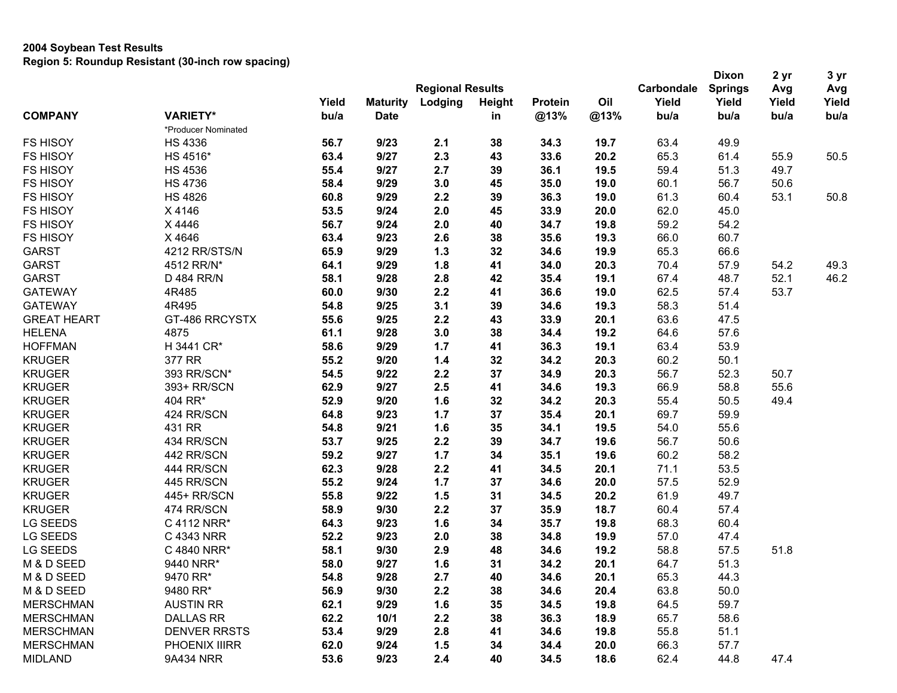**2004 Soybean Test Results**
**Region 5: Roundup Resistant (30-inch row spacing)**

| COMPANY | VARIETY* | Yield bu/a | Maturity Date | Regional Results Lodging | Height in | Protein @13% | Oil @13% | Carbondale Yield bu/a | Dixon Springs Yield bu/a | 2 yr Avg Yield bu/a | 3 yr Avg Yield bu/a |
|---|---|---|---|---|---|---|---|---|---|---|---|
| | *Producer Nominated | | | | | | | | | | |
| FS HISOY | HS 4336 | 56.7 | 9/23 | 2.1 | 38 | 34.3 | 19.7 | 63.4 | 49.9 | | |
| FS HISOY | HS 4516* | 63.4 | 9/27 | 2.3 | 43 | 33.6 | 20.2 | 65.3 | 61.4 | 55.9 | 50.5 |
| FS HISOY | HS 4536 | 55.4 | 9/27 | 2.7 | 39 | 36.1 | 19.5 | 59.4 | 51.3 | 49.7 | |
| FS HISOY | HS 4736 | 58.4 | 9/29 | 3.0 | 45 | 35.0 | 19.0 | 60.1 | 56.7 | 50.6 | |
| FS HISOY | HS 4826 | 60.8 | 9/29 | 2.2 | 39 | 36.3 | 19.0 | 61.3 | 60.4 | 53.1 | 50.8 |
| FS HISOY | X 4146 | 53.5 | 9/24 | 2.0 | 45 | 33.9 | 20.0 | 62.0 | 45.0 | | |
| FS HISOY | X 4446 | 56.7 | 9/24 | 2.0 | 40 | 34.7 | 19.8 | 59.2 | 54.2 | | |
| FS HISOY | X 4646 | 63.4 | 9/23 | 2.6 | 38 | 35.6 | 19.3 | 66.0 | 60.7 | | |
| GARST | 4212 RR/STS/N | 65.9 | 9/29 | 1.3 | 32 | 34.6 | 19.9 | 65.3 | 66.6 | | |
| GARST | 4512 RR/N* | 64.1 | 9/29 | 1.8 | 41 | 34.0 | 20.3 | 70.4 | 57.9 | 54.2 | 49.3 |
| GARST | D 484 RR/N | 58.1 | 9/28 | 2.8 | 42 | 35.4 | 19.1 | 67.4 | 48.7 | 52.1 | 46.2 |
| GATEWAY | 4R485 | 60.0 | 9/30 | 2.2 | 41 | 36.6 | 19.0 | 62.5 | 57.4 | 53.7 | |
| GATEWAY | 4R495 | 54.8 | 9/25 | 3.1 | 39 | 34.6 | 19.3 | 58.3 | 51.4 | | |
| GREAT HEART | GT-486 RRCYSTX | 55.6 | 9/25 | 2.2 | 43 | 33.9 | 20.1 | 63.6 | 47.5 | | |
| HELENA | 4875 | 61.1 | 9/28 | 3.0 | 38 | 34.4 | 19.2 | 64.6 | 57.6 | | |
| HOFFMAN | H 3441 CR* | 58.6 | 9/29 | 1.7 | 41 | 36.3 | 19.1 | 63.4 | 53.9 | | |
| KRUGER | 377 RR | 55.2 | 9/20 | 1.4 | 32 | 34.2 | 20.3 | 60.2 | 50.1 | | |
| KRUGER | 393 RR/SCN* | 54.5 | 9/22 | 2.2 | 37 | 34.9 | 20.3 | 56.7 | 52.3 | 50.7 | |
| KRUGER | 393+ RR/SCN | 62.9 | 9/27 | 2.5 | 41 | 34.6 | 19.3 | 66.9 | 58.8 | 55.6 | |
| KRUGER | 404 RR* | 52.9 | 9/20 | 1.6 | 32 | 34.2 | 20.3 | 55.4 | 50.5 | 49.4 | |
| KRUGER | 424 RR/SCN | 64.8 | 9/23 | 1.7 | 37 | 35.4 | 20.1 | 69.7 | 59.9 | | |
| KRUGER | 431 RR | 54.8 | 9/21 | 1.6 | 35 | 34.1 | 19.5 | 54.0 | 55.6 | | |
| KRUGER | 434 RR/SCN | 53.7 | 9/25 | 2.2 | 39 | 34.7 | 19.6 | 56.7 | 50.6 | | |
| KRUGER | 442 RR/SCN | 59.2 | 9/27 | 1.7 | 34 | 35.1 | 19.6 | 60.2 | 58.2 | | |
| KRUGER | 444 RR/SCN | 62.3 | 9/28 | 2.2 | 41 | 34.5 | 20.1 | 71.1 | 53.5 | | |
| KRUGER | 445 RR/SCN | 55.2 | 9/24 | 1.7 | 37 | 34.6 | 20.0 | 57.5 | 52.9 | | |
| KRUGER | 445+ RR/SCN | 55.8 | 9/22 | 1.5 | 31 | 34.5 | 20.2 | 61.9 | 49.7 | | |
| KRUGER | 474 RR/SCN | 58.9 | 9/30 | 2.2 | 37 | 35.9 | 18.7 | 60.4 | 57.4 | | |
| LG SEEDS | C 4112 NRR* | 64.3 | 9/23 | 1.6 | 34 | 35.7 | 19.8 | 68.3 | 60.4 | | |
| LG SEEDS | C 4343 NRR | 52.2 | 9/23 | 2.0 | 38 | 34.8 | 19.9 | 57.0 | 47.4 | | |
| LG SEEDS | C 4840 NRR* | 58.1 | 9/30 | 2.9 | 48 | 34.6 | 19.2 | 58.8 | 57.5 | 51.8 | |
| M & D SEED | 9440 NRR* | 58.0 | 9/27 | 1.6 | 31 | 34.2 | 20.1 | 64.7 | 51.3 | | |
| M & D SEED | 9470 RR* | 54.8 | 9/28 | 2.7 | 40 | 34.6 | 20.1 | 65.3 | 44.3 | | |
| M & D SEED | 9480 RR* | 56.9 | 9/30 | 2.2 | 38 | 34.6 | 20.4 | 63.8 | 50.0 | | |
| MERSCHMAN | AUSTIN RR | 62.1 | 9/29 | 1.6 | 35 | 34.5 | 19.8 | 64.5 | 59.7 | | |
| MERSCHMAN | DALLAS RR | 62.2 | 10/1 | 2.2 | 38 | 36.3 | 18.9 | 65.7 | 58.6 | | |
| MERSCHMAN | DENVER RRSTS | 53.4 | 9/29 | 2.8 | 41 | 34.6 | 19.8 | 55.8 | 51.1 | | |
| MERSCHMAN | PHOENIX IIIRR | 62.0 | 9/24 | 1.5 | 34 | 34.4 | 20.0 | 66.3 | 57.7 | | |
| MIDLAND | 9A434 NRR | 53.6 | 9/23 | 2.4 | 40 | 34.5 | 18.6 | 62.4 | 44.8 | 47.4 | |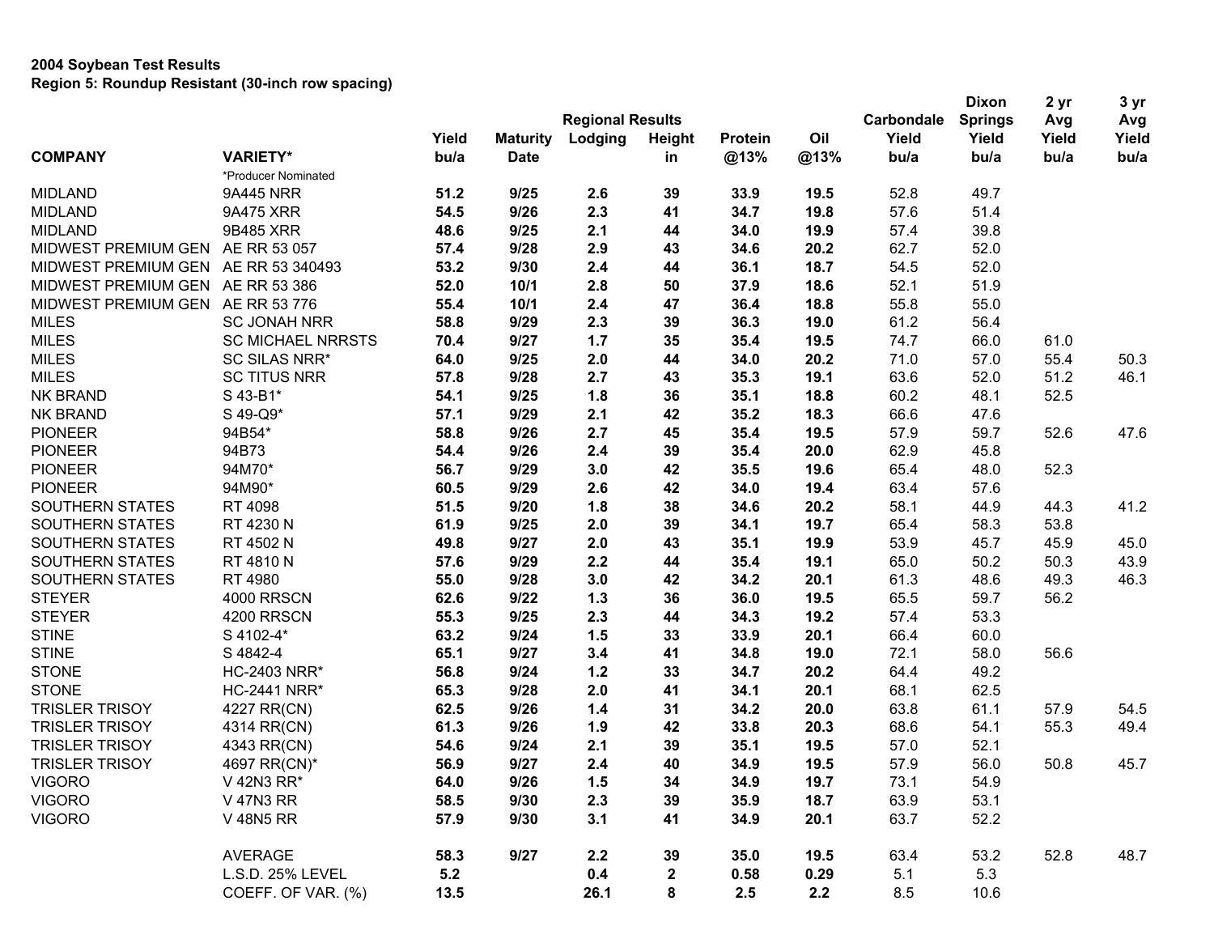**2004 Soybean Test Results**
**Region 5: Roundup Resistant (30-inch row spacing)**

| COMPANY | VARIETY* | Yield bu/a | Maturity Date | Regional Results Lodging | Height in | Protein @13% | Oil @13% | Carbondale Yield bu/a | Dixon Springs Yield bu/a | 2 yr Avg Yield bu/a | 3 yr Avg Yield bu/a |
|---|---|---|---|---|---|---|---|---|---|---|---|
| | *Producer Nominated | | | | | | | | | | |
| MIDLAND | 9A445 NRR | **51.2** | **9/25** | **2.6** | **39** | **33.9** | **19.5** | 52.8 | 49.7 | | |
| MIDLAND | 9A475 XRR | **54.5** | **9/26** | **2.3** | **41** | **34.7** | **19.8** | 57.6 | 51.4 | | |
| MIDLAND | 9B485 XRR | **48.6** | **9/25** | **2.1** | **44** | **34.0** | **19.9** | 57.4 | 39.8 | | |
| MIDWEST PREMIUM GEN | AE RR 53 057 | **57.4** | **9/28** | **2.9** | **43** | **34.6** | **20.2** | 62.7 | 52.0 | | |
| MIDWEST PREMIUM GEN | AE RR 53 340493 | **53.2** | **9/30** | **2.4** | **44** | **36.1** | **18.7** | 54.5 | 52.0 | | |
| MIDWEST PREMIUM GEN | AE RR 53 386 | **52.0** | **10/1** | **2.8** | **50** | **37.9** | **18.6** | 52.1 | 51.9 | | |
| MIDWEST PREMIUM GEN | AE RR 53 776 | **55.4** | **10/1** | **2.4** | **47** | **36.4** | **18.8** | 55.8 | 55.0 | | |
| MILES | SC JONAH NRR | **58.8** | **9/29** | **2.3** | **39** | **36.3** | **19.0** | 61.2 | 56.4 | | |
| MILES | SC MICHAEL NRRSTS | **70.4** | **9/27** | **1.7** | **35** | **35.4** | **19.5** | 74.7 | 66.0 | 61.0 | |
| MILES | SC SILAS NRR* | **64.0** | **9/25** | **2.0** | **44** | **34.0** | **20.2** | 71.0 | 57.0 | 55.4 | 50.3 |
| MILES | SC TITUS NRR | **57.8** | **9/28** | **2.7** | **43** | **35.3** | **19.1** | 63.6 | 52.0 | 51.2 | 46.1 |
| NK BRAND | S 43-B1* | **54.1** | **9/25** | **1.8** | **36** | **35.1** | **18.8** | 60.2 | 48.1 | 52.5 | |
| NK BRAND | S 49-Q9* | **57.1** | **9/29** | **2.1** | **42** | **35.2** | **18.3** | 66.6 | 47.6 | | |
| PIONEER | 94B54* | **58.8** | **9/26** | **2.7** | **45** | **35.4** | **19.5** | 57.9 | 59.7 | 52.6 | 47.6 |
| PIONEER | 94B73 | **54.4** | **9/26** | **2.4** | **39** | **35.4** | **20.0** | 62.9 | 45.8 | | |
| PIONEER | 94M70* | **56.7** | **9/29** | **3.0** | **42** | **35.5** | **19.6** | 65.4 | 48.0 | 52.3 | |
| PIONEER | 94M90* | **60.5** | **9/29** | **2.6** | **42** | **34.0** | **19.4** | 63.4 | 57.6 | | |
| SOUTHERN STATES | RT 4098 | **51.5** | **9/20** | **1.8** | **38** | **34.6** | **20.2** | 58.1 | 44.9 | 44.3 | 41.2 |
| SOUTHERN STATES | RT 4230 N | **61.9** | **9/25** | **2.0** | **39** | **34.1** | **19.7** | 65.4 | 58.3 | 53.8 | |
| SOUTHERN STATES | RT 4502 N | **49.8** | **9/27** | **2.0** | **43** | **35.1** | **19.9** | 53.9 | 45.7 | 45.9 | 45.0 |
| SOUTHERN STATES | RT 4810 N | **57.6** | **9/29** | **2.2** | **44** | **35.4** | **19.1** | 65.0 | 50.2 | 50.3 | 43.9 |
| SOUTHERN STATES | RT 4980 | **55.0** | **9/28** | **3.0** | **42** | **34.2** | **20.1** | 61.3 | 48.6 | 49.3 | 46.3 |
| STEYER | 4000 RRSCN | **62.6** | **9/22** | **1.3** | **36** | **36.0** | **19.5** | 65.5 | 59.7 | 56.2 | |
| STEYER | 4200 RRSCN | **55.3** | **9/25** | **2.3** | **44** | **34.3** | **19.2** | 57.4 | 53.3 | | |
| STINE | S 4102-4* | **63.2** | **9/24** | **1.5** | **33** | **33.9** | **20.1** | 66.4 | 60.0 | | |
| STINE | S 4842-4 | **65.1** | **9/27** | **3.4** | **41** | **34.8** | **19.0** | 72.1 | 58.0 | 56.6 | |
| STONE | HC-2403 NRR* | **56.8** | **9/24** | **1.2** | **33** | **34.7** | **20.2** | 64.4 | 49.2 | | |
| STONE | HC-2441 NRR* | **65.3** | **9/28** | **2.0** | **41** | **34.1** | **20.1** | 68.1 | 62.5 | | |
| TRISLER TRISOY | 4227 RR(CN) | **62.5** | **9/26** | **1.4** | **31** | **34.2** | **20.0** | 63.8 | 61.1 | 57.9 | 54.5 |
| TRISLER TRISOY | 4314 RR(CN) | **61.3** | **9/26** | **1.9** | **42** | **33.8** | **20.3** | 68.6 | 54.1 | 55.3 | 49.4 |
| TRISLER TRISOY | 4343 RR(CN) | **54.6** | **9/24** | **2.1** | **39** | **35.1** | **19.5** | 57.0 | 52.1 | | |
| TRISLER TRISOY | 4697 RR(CN)* | **56.9** | **9/27** | **2.4** | **40** | **34.9** | **19.5** | 57.9 | 56.0 | 50.8 | 45.7 |
| VIGORO | V 42N3 RR* | **64.0** | **9/26** | **1.5** | **34** | **34.9** | **19.7** | 73.1 | 54.9 | | |
| VIGORO | V 47N3 RR | **58.5** | **9/30** | **2.3** | **39** | **35.9** | **18.7** | 63.9 | 53.1 | | |
| VIGORO | V 48N5 RR | **57.9** | **9/30** | **3.1** | **41** | **34.9** | **20.1** | 63.7 | 52.2 | | |
| | AVERAGE | **58.3** | **9/27** | **2.2** | **39** | **35.0** | **19.5** | 63.4 | 53.2 | 52.8 | 48.7 |
| | L.S.D. 25% LEVEL | **5.2** | | **0.4** | **2** | **0.58** | **0.29** | 5.1 | 5.3 | | |
| | COEFF. OF VAR. (%) | **13.5** | | **26.1** | **8** | **2.5** | **2.2** | 8.5 | 10.6 | | |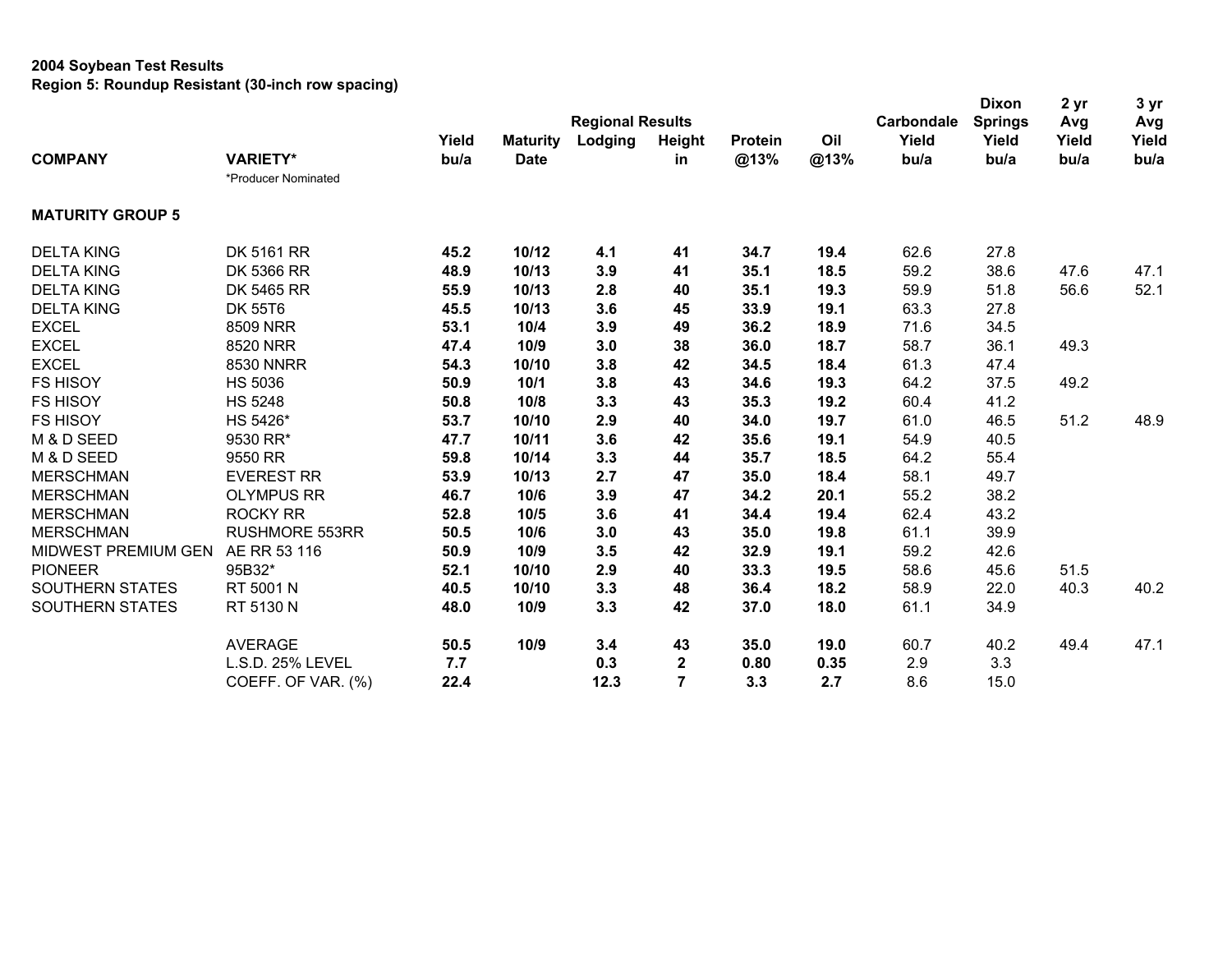**2004 Soybean Test Results**
**Region 5: Roundup Resistant (30-inch row spacing)**

| COMPANY | VARIETY* | Yield bu/a | Maturity Date | Lodging | Height in | Protein @13% | Oil @13% | Carbondale Yield bu/a | Dixon Springs Yield bu/a | 2 yr Avg Yield bu/a | 3 yr Avg Yield bu/a |
|---|---|---|---|---|---|---|---|---|---|---|---|
| | *Producer Nominated | Regional Results | | | | | | | | | |
| **MATURITY GROUP 5** | | | | | | | | | | | |
| DELTA KING | DK 5161 RR | **45.2** | **10/12** | **4.1** | **41** | **34.7** | **19.4** | 62.6 | 27.8 | | |
| DELTA KING | DK 5366 RR | **48.9** | **10/13** | **3.9** | **41** | **35.1** | **18.5** | 59.2 | 38.6 | 47.6 | 47.1 |
| DELTA KING | DK 5465 RR | **55.9** | **10/13** | **2.8** | **40** | **35.1** | **19.3** | 59.9 | 51.8 | 56.6 | 52.1 |
| DELTA KING | DK 55T6 | **45.5** | **10/13** | **3.6** | **45** | **33.9** | **19.1** | 63.3 | 27.8 | | |
| EXCEL | 8509 NRR | **53.1** | **10/4** | **3.9** | **49** | **36.2** | **18.9** | 71.6 | 34.5 | | |
| EXCEL | 8520 NRR | **47.4** | **10/9** | **3.0** | **38** | **36.0** | **18.7** | 58.7 | 36.1 | 49.3 | |
| EXCEL | 8530 NNRR | **54.3** | **10/10** | **3.8** | **42** | **34.5** | **18.4** | 61.3 | 47.4 | | |
| FS HISOY | HS 5036 | **50.9** | **10/1** | **3.8** | **43** | **34.6** | **19.3** | 64.2 | 37.5 | 49.2 | |
| FS HISOY | HS 5248 | **50.8** | **10/8** | **3.3** | **43** | **35.3** | **19.2** | 60.4 | 41.2 | | |
| FS HISOY | HS 5426* | **53.7** | **10/10** | **2.9** | **40** | **34.0** | **19.7** | 61.0 | 46.5 | 51.2 | 48.9 |
| M & D SEED | 9530 RR* | **47.7** | **10/11** | **3.6** | **42** | **35.6** | **19.1** | 54.9 | 40.5 | | |
| M & D SEED | 9550 RR | **59.8** | **10/14** | **3.3** | **44** | **35.7** | **18.5** | 64.2 | 55.4 | | |
| MERSCHMAN | EVEREST RR | **53.9** | **10/13** | **2.7** | **47** | **35.0** | **18.4** | 58.1 | 49.7 | | |
| MERSCHMAN | OLYMPUS RR | **46.7** | **10/6** | **3.9** | **47** | **34.2** | **20.1** | 55.2 | 38.2 | | |
| MERSCHMAN | ROCKY RR | **52.8** | **10/5** | **3.6** | **41** | **34.4** | **19.4** | 62.4 | 43.2 | | |
| MERSCHMAN | RUSHMORE 553RR | **50.5** | **10/6** | **3.0** | **43** | **35.0** | **19.8** | 61.1 | 39.9 | | |
| MIDWEST PREMIUM GEN | AE RR 53 116 | **50.9** | **10/9** | **3.5** | **42** | **32.9** | **19.1** | 59.2 | 42.6 | | |
| PIONEER | 95B32* | **52.1** | **10/10** | **2.9** | **40** | **33.3** | **19.5** | 58.6 | 45.6 | 51.5 | |
| SOUTHERN STATES | RT 5001 N | **40.5** | **10/10** | **3.3** | **48** | **36.4** | **18.2** | 58.9 | 22.0 | 40.3 | 40.2 |
| SOUTHERN STATES | RT 5130 N | **48.0** | **10/9** | **3.3** | **42** | **37.0** | **18.0** | 61.1 | 34.9 | | |
| | AVERAGE | **50.5** | **10/9** | **3.4** | **43** | **35.0** | **19.0** | 60.7 | 40.2 | 49.4 | 47.1 |
| | L.S.D. 25% LEVEL | **7.7** | | **0.3** | **2** | **0.80** | **0.35** | 2.9 | 3.3 | | |
| | COEFF. OF VAR. (%) | **22.4** | | **12.3** | **7** | **3.3** | **2.7** | 8.6 | 15.0 | | |